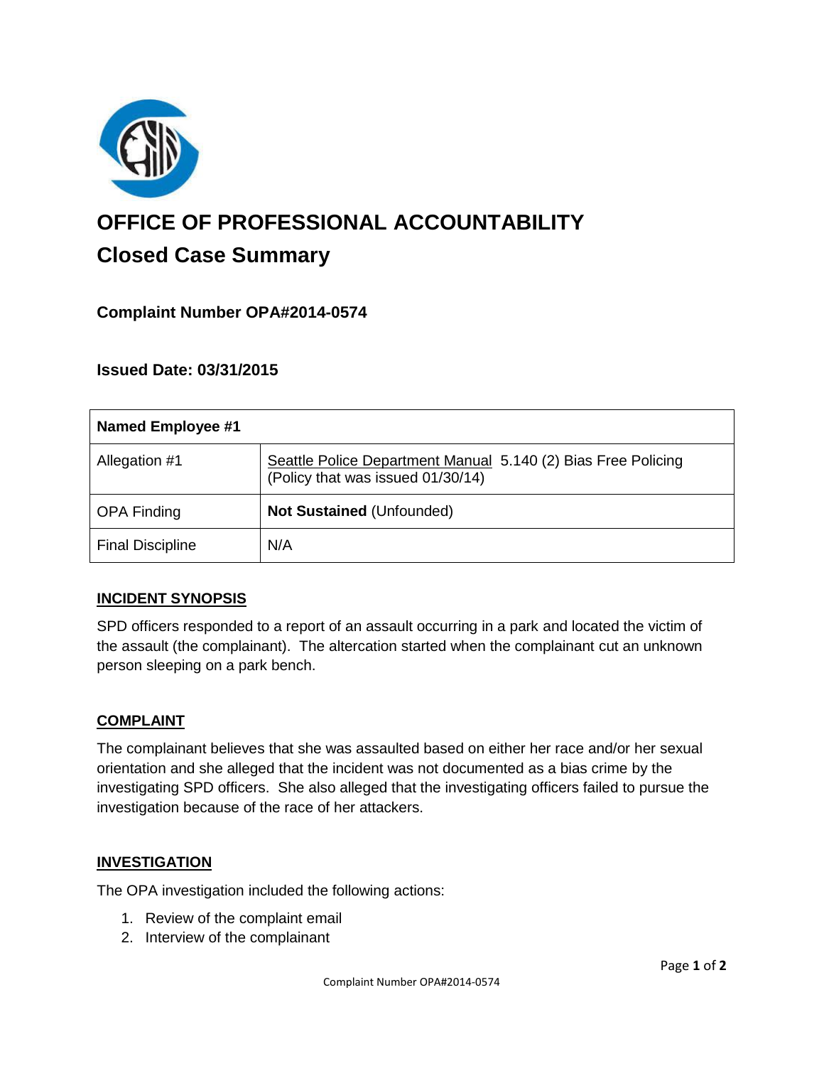# OFFICE OF PROFESSIONAL ACCOUNTABILITY

## Closed Case Summary

### Complaint Number OPA#2014-0574

### Issued Date: 03/31/2015

| Named Employee #1 | |
|---|---|
| Allegation #1 | Seattle Police Department Manual 5.140 (2) Bias Free Policing (Policy that was issued 01/30/14) |
| OPA Finding | **Not Sustained** (Unfounded) |
| Final Discipline | N/A |

**INCIDENT SYNOPSIS**

SPD officers responded to a report of an assault occurring in a park and located the victim of the assault (the complainant). The altercation started when the complainant cut an unknown person sleeping on a park bench.

**COMPLAINT**

The complainant believes that she was assaulted based on either her race and/or her sexual orientation and she alleged that the incident was not documented as a bias crime by the investigating SPD officers. She also alleged that the investigating officers failed to pursue the investigation because of the race of her attackers.

**INVESTIGATION**

The OPA investigation included the following actions:

1. Review of the complaint email
2. Interview of the complainant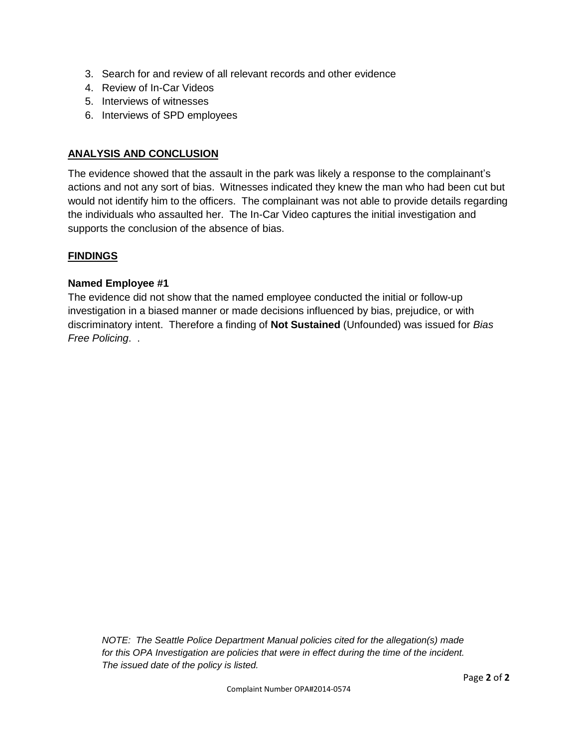3. Search for and review of all relevant records and other evidence
4. Review of In-Car Videos
5. Interviews of witnesses
6. Interviews of SPD employees

## ANALYSIS AND CONCLUSION

The evidence showed that the assault in the park was likely a response to the complainant's actions and not any sort of bias. Witnesses indicated they knew the man who had been cut but would not identify him to the officers. The complainant was not able to provide details regarding the individuals who assaulted her. The In-Car Video captures the initial investigation and supports the conclusion of the absence of bias.

## FINDINGS

### Named Employee #1

The evidence did not show that the named employee conducted the initial or follow-up investigation in a biased manner or made decisions influenced by bias, prejudice, or with discriminatory intent. Therefore a finding of **Not Sustained** (Unfounded) was issued for *Bias Free Policing*. .

*NOTE: The Seattle Police Department Manual policies cited for the allegation(s) made for this OPA Investigation are policies that were in effect during the time of the incident. The issued date of the policy is listed.*

Complaint Number OPA#2014-0574